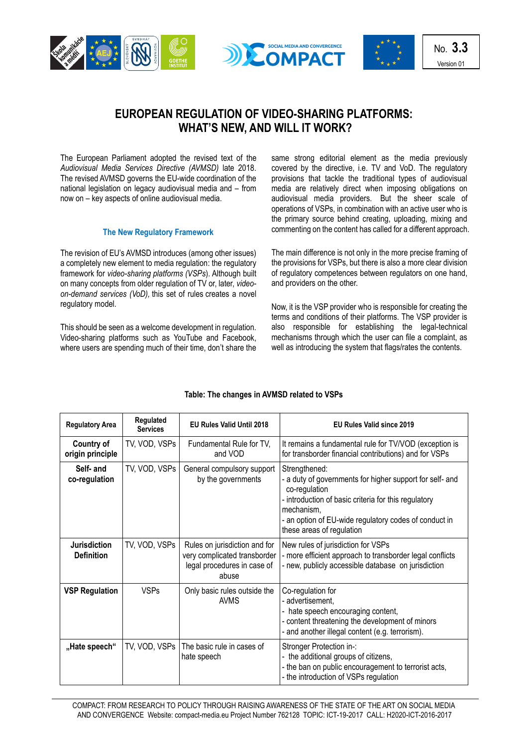No. **3.3**
Version 01

# EUROPEAN REGULATION OF VIDEO-SHARING PLATFORMS: WHAT'S NEW, AND WILL IT WORK?

The European Parliament adopted the revised text of the *Audiovisual Media Services Directive (AVMSD)* late 2018. The revised AVMSD governs the EU-wide coordination of the national legislation on legacy audiovisual media and – from now on – key aspects of online audiovisual media.

## The New Regulatory Framework

The revision of EU's AVMSD introduces (among other issues) a completely new element to media regulation: the regulatory framework for *video-sharing platforms (VSPs*). Although built on many concepts from older regulation of TV or, later, *video-on-demand services (VoD),* this set of rules creates a novel regulatory model.

This should be seen as a welcome development in regulation. Video-sharing platforms such as YouTube and Facebook, where users are spending much of their time, don't share the same strong editorial element as the media previously covered by the directive, i.e. TV and VoD. The regulatory provisions that tackle the traditional types of audiovisual media are relatively direct when imposing obligations on audiovisual media providers. But the sheer scale of operations of VSPs, in combination with an active user who is the primary source behind creating, uploading, mixing and commenting on the content has called for a different approach.

The main difference is not only in the more precise framing of the provisions for VSPs, but there is also a more clear division of regulatory competences between regulators on one hand, and providers on the other.

Now, it is the VSP provider who is responsible for creating the terms and conditions of their platforms. The VSP provider is also responsible for establishing the legal-technical mechanisms through which the user can file a complaint, as well as introducing the system that flags/rates the contents.

**Table: The changes in AVMSD related to VSPs**

| Regulatory Area | Regulated Services | EU Rules Valid Until 2018 | EU Rules Valid since 2019 |
|---|---|---|---|
| **Country of origin principle** | TV, VOD, VSPs | Fundamental Rule for TV, and VOD | It remains a fundamental rule for TV/VOD (exception is for transborder financial contributions) and for VSPs |
| **Self- and co-regulation** | TV, VOD, VSPs | General compulsory support by the governments | Strengthened:<br>- a duty of governments for higher support for self- and co-regulation<br>- introduction of basic criteria for this regulatory mechanism,<br>- an option of EU-wide regulatory codes of conduct in these areas of regulation |
| **Jurisdiction Definition** | TV, VOD, VSPs | Rules on jurisdiction and for very complicated transborder legal procedures in case of abuse | New rules of jurisdiction for VSPs<br>- more efficient approach to transborder legal conflicts<br>- new, publicly accessible database on jurisdiction |
| **VSP Regulation** | VSPs | Only basic rules outside the AVMS | Co-regulation for<br>- advertisement,<br>- hate speech encouraging content,<br>- content threatening the development of minors<br>- and another illegal content (e.g. terrorism). |
| **„Hate speech"** | TV, VOD, VSPs | The basic rule in cases of hate speech | Stronger Protection in-:<br>- the additional groups of citizens,<br>- the ban on public encouragement to terrorist acts,<br>- the introduction of VSPs regulation |

COMPACT: FROM RESEARCH TO POLICY THROUGH RAISING AWARENESS OF THE STATE OF THE ART ON SOCIAL MEDIA AND CONVERGENCE Website: compact-media.eu Project Number 762128 TOPIC: ICT-19-2017 CALL: H2020-ICT-2016-2017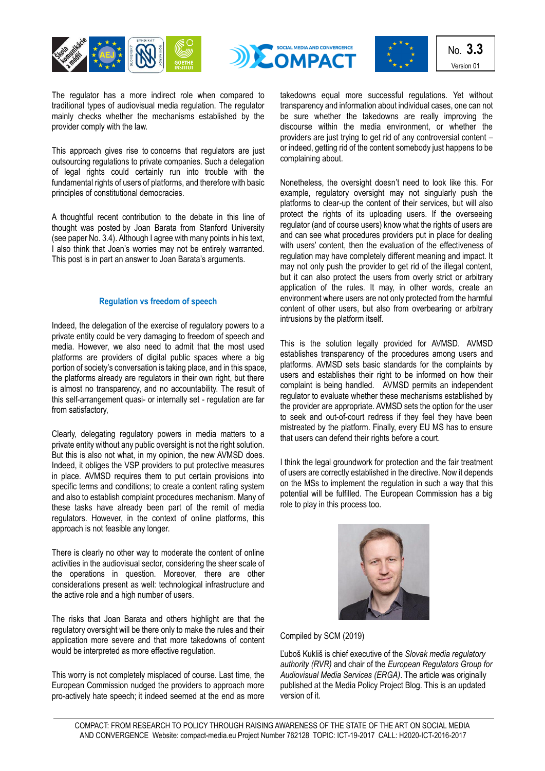The regulator has a more indirect role when compared to traditional types of audiovisual media regulation. The regulator mainly checks whether the mechanisms established by the provider comply with the law.

This approach gives rise to concerns that regulators are just outsourcing regulations to private companies. Such a delegation of legal rights could certainly run into trouble with the fundamental rights of users of platforms, and therefore with basic principles of constitutional democracies.

A thoughtful recent contribution to the debate in this line of thought was posted by Joan Barata from Stanford University (see paper No. 3.4). Although I agree with many points in his text, I also think that Joan's worries may not be entirely warranted. This post is in part an answer to Joan Barata's arguments.

### Regulation vs freedom of speech

Indeed, the delegation of the exercise of regulatory powers to a private entity could be very damaging to freedom of speech and media. However, we also need to admit that the most used platforms are providers of digital public spaces where a big portion of society's conversation is taking place, and in this space, the platforms already are regulators in their own right, but there is almost no transparency, and no accountability. The result of this self-arrangement quasi- or internally set - regulation are far from satisfactory,

Clearly, delegating regulatory powers in media matters to a private entity without any public oversight is not the right solution. But this is also not what, in my opinion, the new AVMSD does. Indeed, it obliges the VSP providers to put protective measures in place. AVMSD requires them to put certain provisions into specific terms and conditions; to create a content rating system and also to establish complaint procedures mechanism. Many of these tasks have already been part of the remit of media regulators. However, in the context of online platforms, this approach is not feasible any longer.

There is clearly no other way to moderate the content of online activities in the audiovisual sector, considering the sheer scale of the operations in question. Moreover, there are other considerations present as well: technological infrastructure and the active role and a high number of users.

The risks that Joan Barata and others highlight are that the regulatory oversight will be there only to make the rules and their application more severe and that more takedowns of content would be interpreted as more effective regulation.

This worry is not completely misplaced of course. Last time, the European Commission nudged the providers to approach more pro-actively hate speech; it indeed seemed at the end as more takedowns equal more successful regulations. Yet without transparency and information about individual cases, one can not be sure whether the takedowns are really improving the discourse within the media environment, or whether the providers are just trying to get rid of any controversial content – or indeed, getting rid of the content somebody just happens to be complaining about.

Nonetheless, the oversight doesn't need to look like this. For example, regulatory oversight may not singularly push the platforms to clear-up the content of their services, but will also protect the rights of its uploading users. If the overseeing regulator (and of course users) know what the rights of users are and can see what procedures providers put in place for dealing with users' content, then the evaluation of the effectiveness of regulation may have completely different meaning and impact. It may not only push the provider to get rid of the illegal content, but it can also protect the users from overly strict or arbitrary application of the rules. It may, in other words, create an environment where users are not only protected from the harmful content of other users, but also from overbearing or arbitrary intrusions by the platform itself.

This is the solution legally provided for AVMSD. AVMSD establishes transparency of the procedures among users and platforms. AVMSD sets basic standards for the complaints by users and establishes their right to be informed on how their complaint is being handled. AVMSD permits an independent regulator to evaluate whether these mechanisms established by the provider are appropriate. AVMSD sets the option for the user to seek and out-of-court redress if they feel they have been mistreated by the platform. Finally, every EU MS has to ensure that users can defend their rights before a court.

I think the legal groundwork for protection and the fair treatment of users are correctly established in the directive. Now it depends on the MSs to implement the regulation in such a way that this potential will be fulfilled. The European Commission has a big role to play in this process too.

Compiled by SCM (2019)

Ľuboš Kukliš is chief executive of the *Slovak media regulatory authority (RVR)* and chair of the *European Regulators Group for Audiovisual Media Services (ERGA)*. The article was originally published at the Media Policy Project Blog. This is an updated version of it.